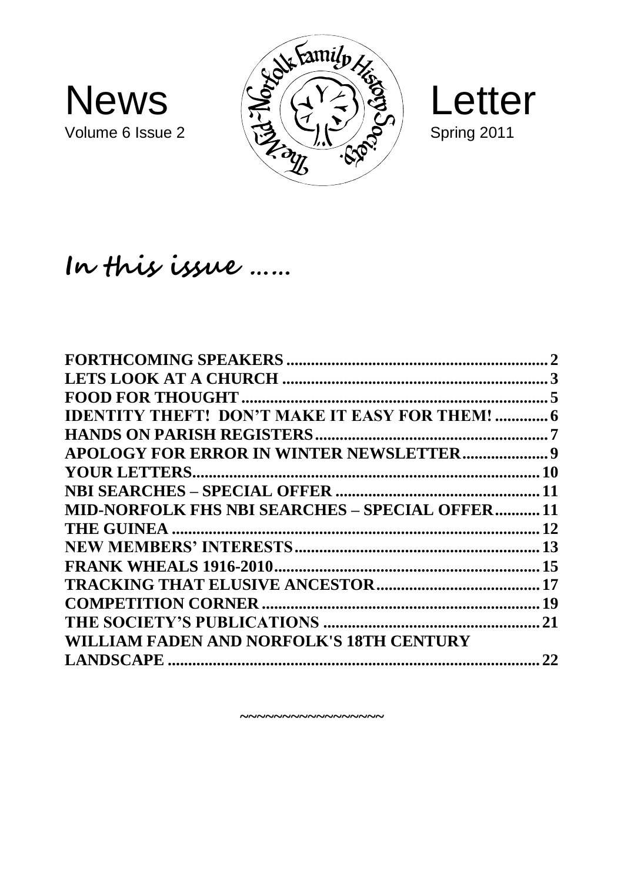# News Letter

Volume 6 Issue 2

Spring 2011

The Mid-Norfolk Family History Society

## In this issue ……

| | |
|---|---|
| FORTHCOMING SPEAKERS | 2 |
| LETS LOOK AT A CHURCH | 3 |
| FOOD FOR THOUGHT | 5 |
| IDENTITY THEFT! DON'T MAKE IT EASY FOR THEM! | 6 |
| HANDS ON PARISH REGISTERS | 7 |
| APOLOGY FOR ERROR IN WINTER NEWSLETTER | 9 |
| YOUR LETTERS | 10 |
| NBI SEARCHES – SPECIAL OFFER | 11 |
| MID-NORFOLK FHS NBI SEARCHES – SPECIAL OFFER | 11 |
| THE GUINEA | 12 |
| NEW MEMBERS' INTERESTS | 13 |
| FRANK WHEALS 1916-2010 | 15 |
| TRACKING THAT ELUSIVE ANCESTOR | 17 |
| COMPETITION CORNER | 19 |
| THE SOCIETY'S PUBLICATIONS | 21 |
| WILLIAM FADEN AND NORFOLK'S 18TH CENTURY LANDSCAPE | 22 |

~~~~~~~~~~~~~~~~~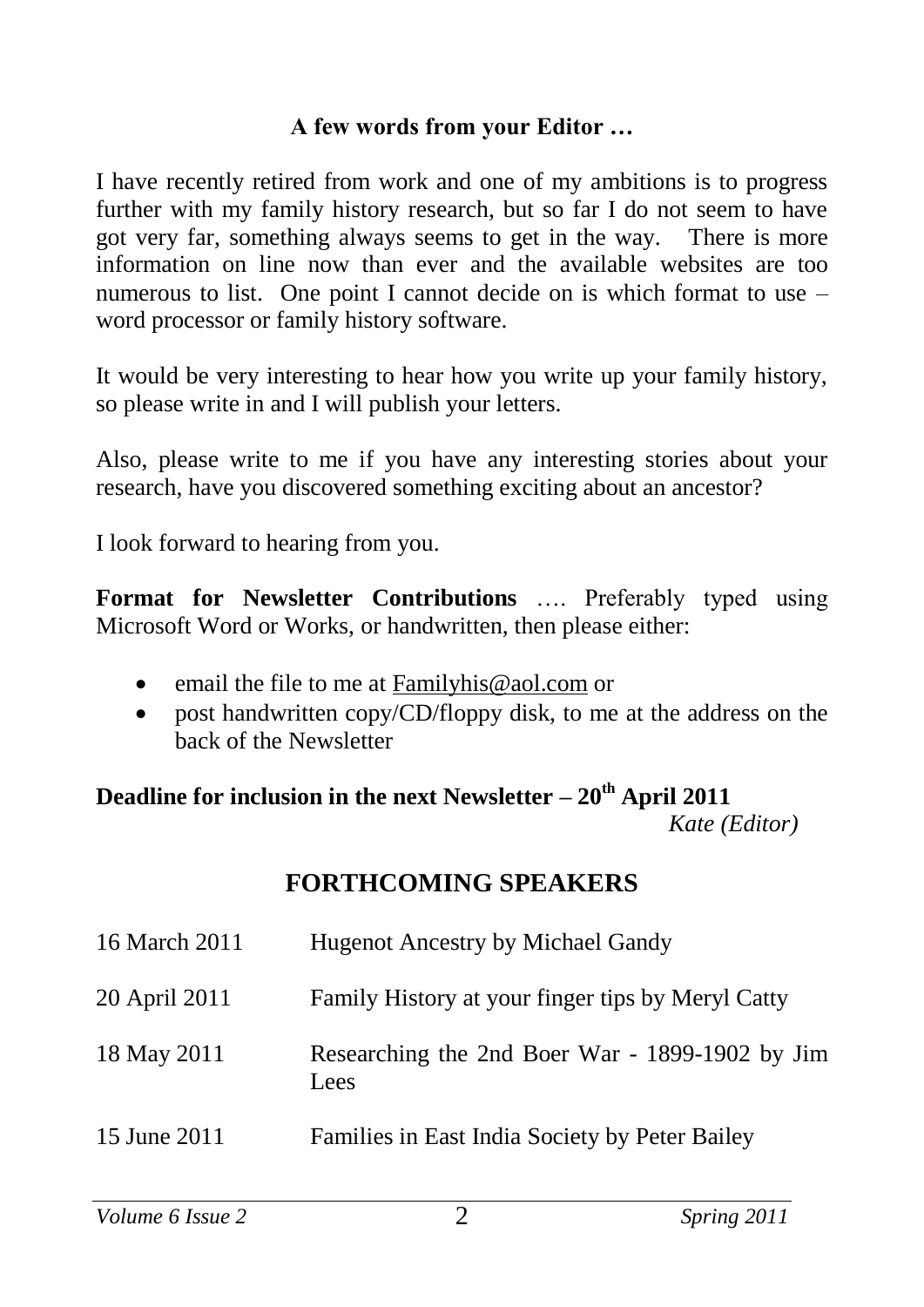### A few words from your Editor …

I have recently retired from work and one of my ambitions is to progress further with my family history research, but so far I do not seem to have got very far, something always seems to get in the way. There is more information on line now than ever and the available websites are too numerous to list. One point I cannot decide on is which format to use – word processor or family history software.

It would be very interesting to hear how you write up your family history, so please write in and I will publish your letters.

Also, please write to me if you have any interesting stories about your research, have you discovered something exciting about an ancestor?

I look forward to hearing from you.

**Format for Newsletter Contributions** …. Preferably typed using Microsoft Word or Works, or handwritten, then please either:

- email the file to me at Familyhis@aol.com or
- post handwritten copy/CD/floppy disk, to me at the address on the back of the Newsletter

**Deadline for inclusion in the next Newsletter – 20th April 2011**

*Kate (Editor)*

## FORTHCOMING SPEAKERS

| | |
|---|---|
| 16 March 2011 | Hugenot Ancestry by Michael Gandy |
| 20 April 2011 | Family History at your finger tips by Meryl Catty |
| 18 May 2011 | Researching the 2nd Boer War - 1899-1902 by Jim Lees |
| 15 June 2011 | Families in East India Society by Peter Bailey |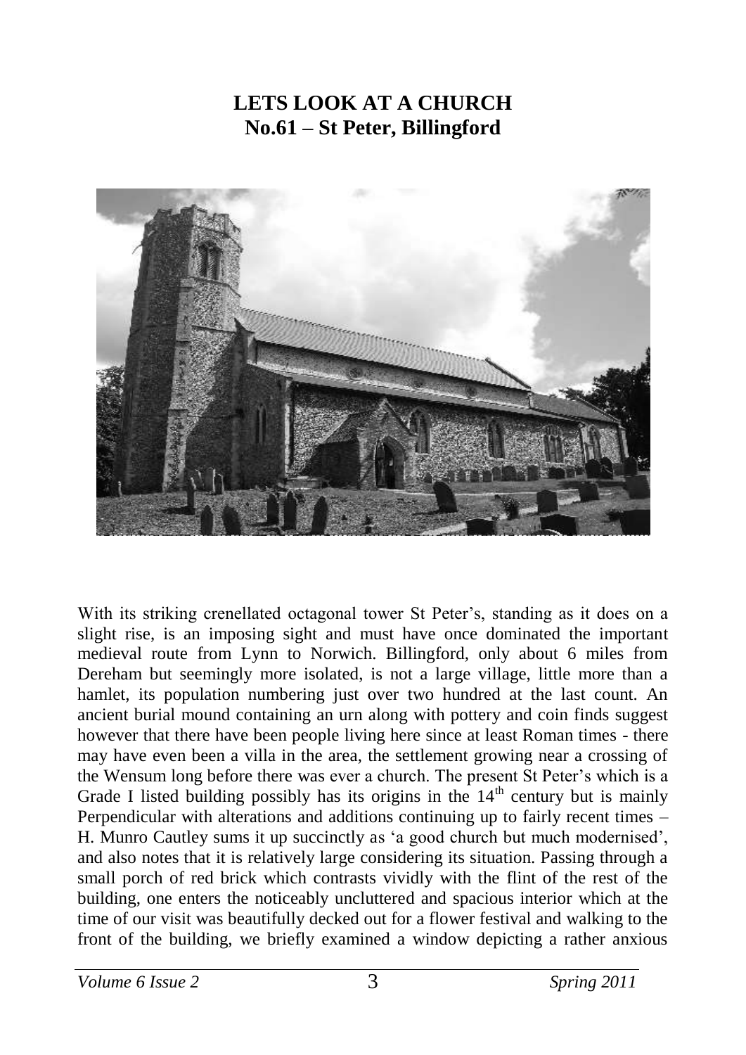# LETS LOOK AT A CHURCH
## No.61 – St Peter, Billingford

With its striking crenellated octagonal tower St Peter's, standing as it does on a slight rise, is an imposing sight and must have once dominated the important medieval route from Lynn to Norwich. Billingford, only about 6 miles from Dereham but seemingly more isolated, is not a large village, little more than a hamlet, its population numbering just over two hundred at the last count. An ancient burial mound containing an urn along with pottery and coin finds suggest however that there have been people living here since at least Roman times - there may have even been a villa in the area, the settlement growing near a crossing of the Wensum long before there was ever a church. The present St Peter's which is a Grade I listed building possibly has its origins in the 14th century but is mainly Perpendicular with alterations and additions continuing up to fairly recent times – H. Munro Cautley sums it up succinctly as 'a good church but much modernised', and also notes that it is relatively large considering its situation. Passing through a small porch of red brick which contrasts vividly with the flint of the rest of the building, one enters the noticeably uncluttered and spacious interior which at the time of our visit was beautifully decked out for a flower festival and walking to the front of the building, we briefly examined a window depicting a rather anxious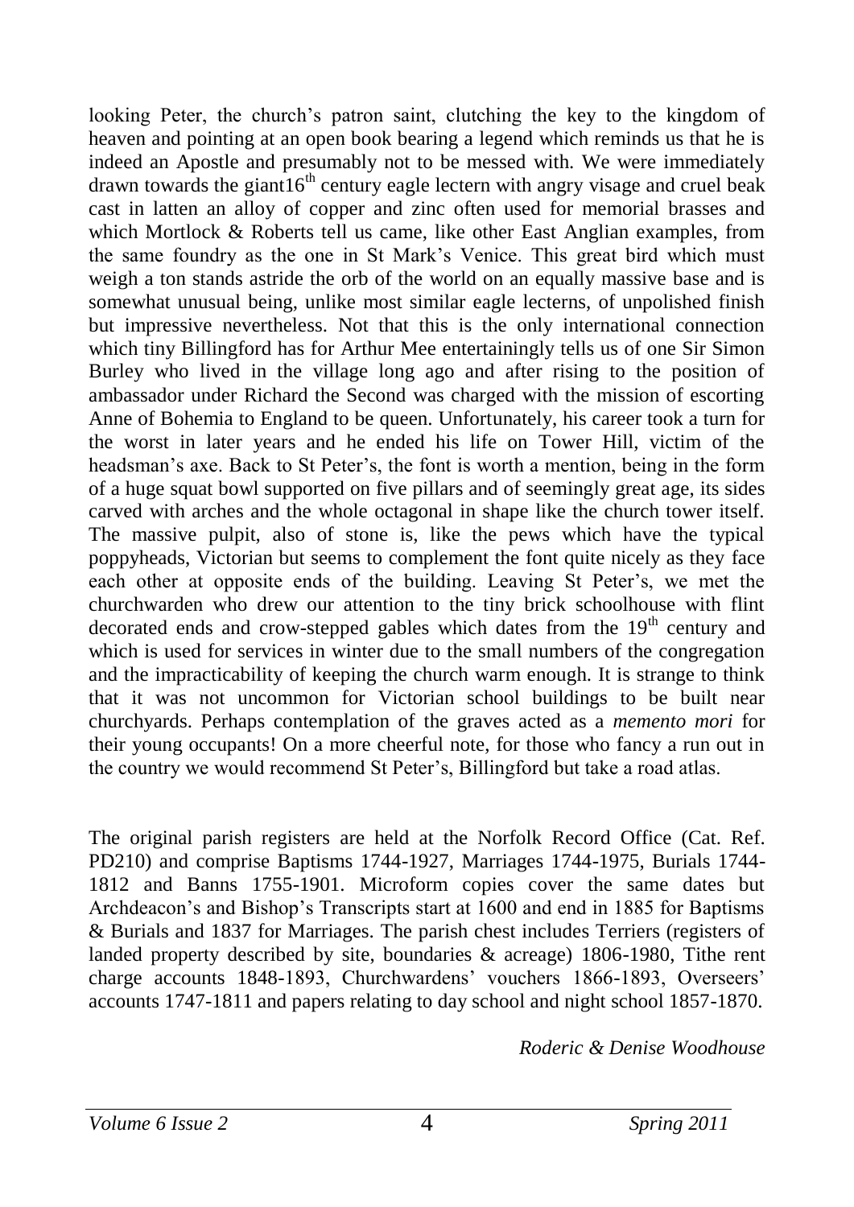looking Peter, the church's patron saint, clutching the key to the kingdom of heaven and pointing at an open book bearing a legend which reminds us that he is indeed an Apostle and presumably not to be messed with. We were immediately drawn towards the giant16th century eagle lectern with angry visage and cruel beak cast in latten an alloy of copper and zinc often used for memorial brasses and which Mortlock & Roberts tell us came, like other East Anglian examples, from the same foundry as the one in St Mark's Venice. This great bird which must weigh a ton stands astride the orb of the world on an equally massive base and is somewhat unusual being, unlike most similar eagle lecterns, of unpolished finish but impressive nevertheless. Not that this is the only international connection which tiny Billingford has for Arthur Mee entertainingly tells us of one Sir Simon Burley who lived in the village long ago and after rising to the position of ambassador under Richard the Second was charged with the mission of escorting Anne of Bohemia to England to be queen. Unfortunately, his career took a turn for the worst in later years and he ended his life on Tower Hill, victim of the headsman's axe. Back to St Peter's, the font is worth a mention, being in the form of a huge squat bowl supported on five pillars and of seemingly great age, its sides carved with arches and the whole octagonal in shape like the church tower itself. The massive pulpit, also of stone is, like the pews which have the typical poppyheads, Victorian but seems to complement the font quite nicely as they face each other at opposite ends of the building. Leaving St Peter's, we met the churchwarden who drew our attention to the tiny brick schoolhouse with flint decorated ends and crow-stepped gables which dates from the 19th century and which is used for services in winter due to the small numbers of the congregation and the impracticability of keeping the church warm enough. It is strange to think that it was not uncommon for Victorian school buildings to be built near churchyards. Perhaps contemplation of the graves acted as a *memento mori* for their young occupants! On a more cheerful note, for those who fancy a run out in the country we would recommend St Peter's, Billingford but take a road atlas.

The original parish registers are held at the Norfolk Record Office (Cat. Ref. PD210) and comprise Baptisms 1744-1927, Marriages 1744-1975, Burials 1744-1812 and Banns 1755-1901. Microform copies cover the same dates but Archdeacon's and Bishop's Transcripts start at 1600 and end in 1885 for Baptisms & Burials and 1837 for Marriages. The parish chest includes Terriers (registers of landed property described by site, boundaries & acreage) 1806-1980, Tithe rent charge accounts 1848-1893, Churchwardens' vouchers 1866-1893, Overseers' accounts 1747-1811 and papers relating to day school and night school 1857-1870.

*Roderic & Denise Woodhouse*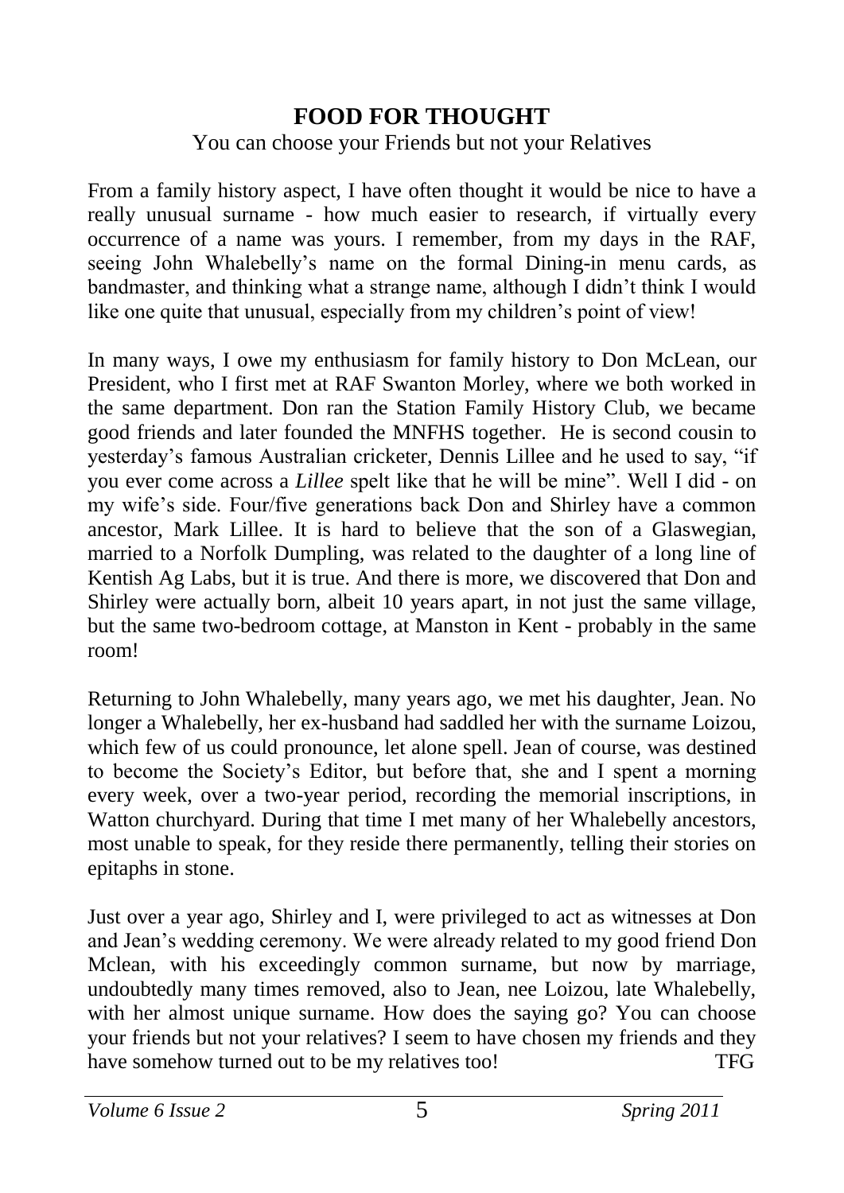# FOOD FOR THOUGHT

You can choose your Friends but not your Relatives

From a family history aspect, I have often thought it would be nice to have a really unusual surname - how much easier to research, if virtually every occurrence of a name was yours. I remember, from my days in the RAF, seeing John Whalebelly's name on the formal Dining-in menu cards, as bandmaster, and thinking what a strange name, although I didn't think I would like one quite that unusual, especially from my children's point of view!

In many ways, I owe my enthusiasm for family history to Don McLean, our President, who I first met at RAF Swanton Morley, where we both worked in the same department. Don ran the Station Family History Club, we became good friends and later founded the MNFHS together. He is second cousin to yesterday's famous Australian cricketer, Dennis Lillee and he used to say, "if you ever come across a *Lillee* spelt like that he will be mine". Well I did - on my wife's side. Four/five generations back Don and Shirley have a common ancestor, Mark Lillee. It is hard to believe that the son of a Glaswegian, married to a Norfolk Dumpling, was related to the daughter of a long line of Kentish Ag Labs, but it is true. And there is more, we discovered that Don and Shirley were actually born, albeit 10 years apart, in not just the same village, but the same two-bedroom cottage, at Manston in Kent - probably in the same room!

Returning to John Whalebelly, many years ago, we met his daughter, Jean. No longer a Whalebelly, her ex-husband had saddled her with the surname Loizou, which few of us could pronounce, let alone spell. Jean of course, was destined to become the Society's Editor, but before that, she and I spent a morning every week, over a two-year period, recording the memorial inscriptions, in Watton churchyard. During that time I met many of her Whalebelly ancestors, most unable to speak, for they reside there permanently, telling their stories on epitaphs in stone.

Just over a year ago, Shirley and I, were privileged to act as witnesses at Don and Jean's wedding ceremony. We were already related to my good friend Don Mclean, with his exceedingly common surname, but now by marriage, undoubtedly many times removed, also to Jean, nee Loizou, late Whalebelly, with her almost unique surname. How does the saying go? You can choose your friends but not your relatives? I seem to have chosen my friends and they have somehow turned out to be my relatives too! TFG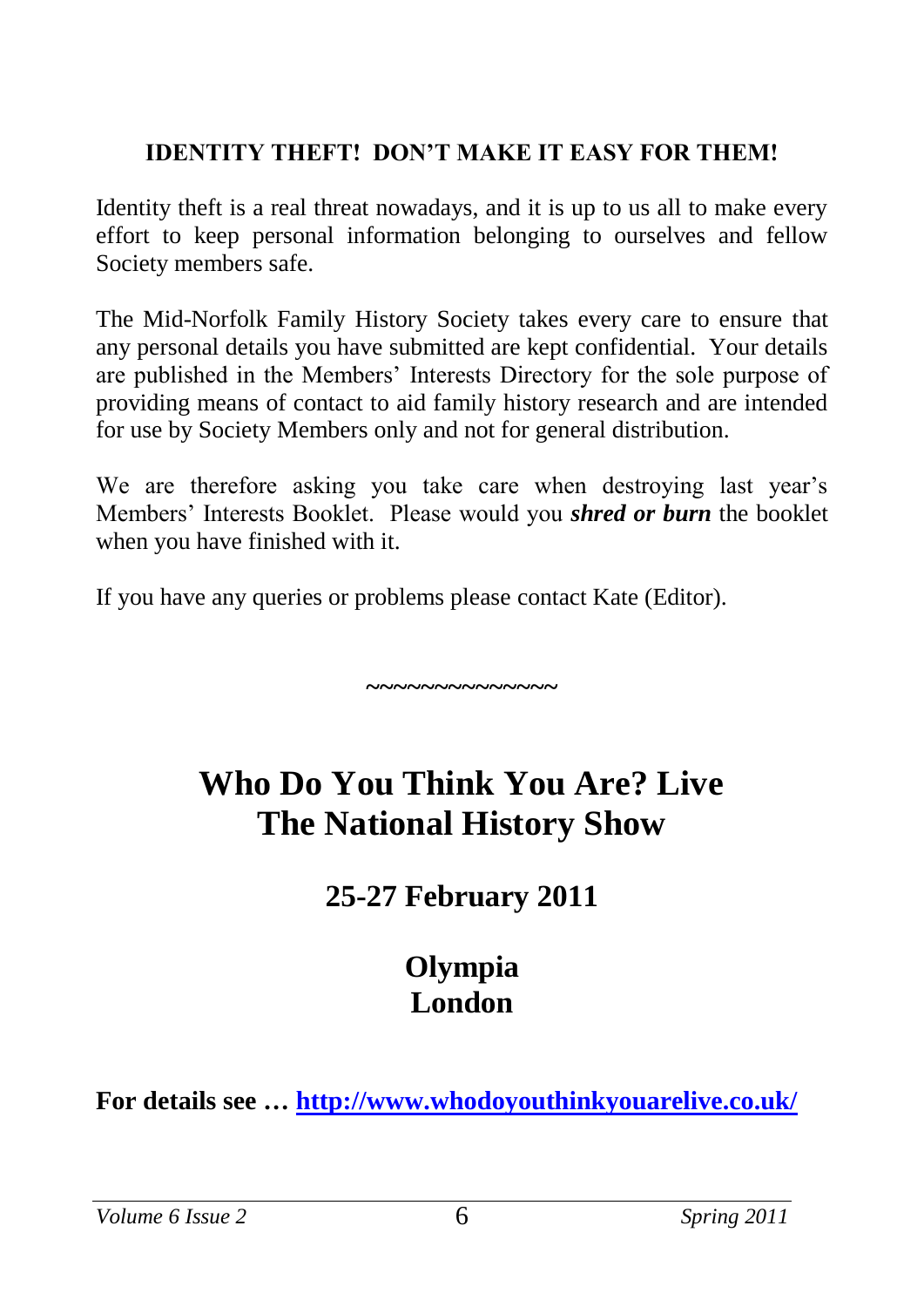## IDENTITY THEFT! DON'T MAKE IT EASY FOR THEM!

Identity theft is a real threat nowadays, and it is up to us all to make every effort to keep personal information belonging to ourselves and fellow Society members safe.

The Mid-Norfolk Family History Society takes every care to ensure that any personal details you have submitted are kept confidential. Your details are published in the Members' Interests Directory for the sole purpose of providing means of contact to aid family history research and are intended for use by Society Members only and not for general distribution.

We are therefore asking you take care when destroying last year's Members' Interests Booklet. Please would you ***shred or burn*** the booklet when you have finished with it.

If you have any queries or problems please contact Kate (Editor).

~~~~~~~~~~~~~~

# Who Do You Think You Are? Live
# The National History Show

## 25-27 February 2011

## Olympia
## London

**For details see … [http://www.whodoyouthinkyouarelive.co.uk/](http://www.whodoyouthinkyouarelive.co.uk/)**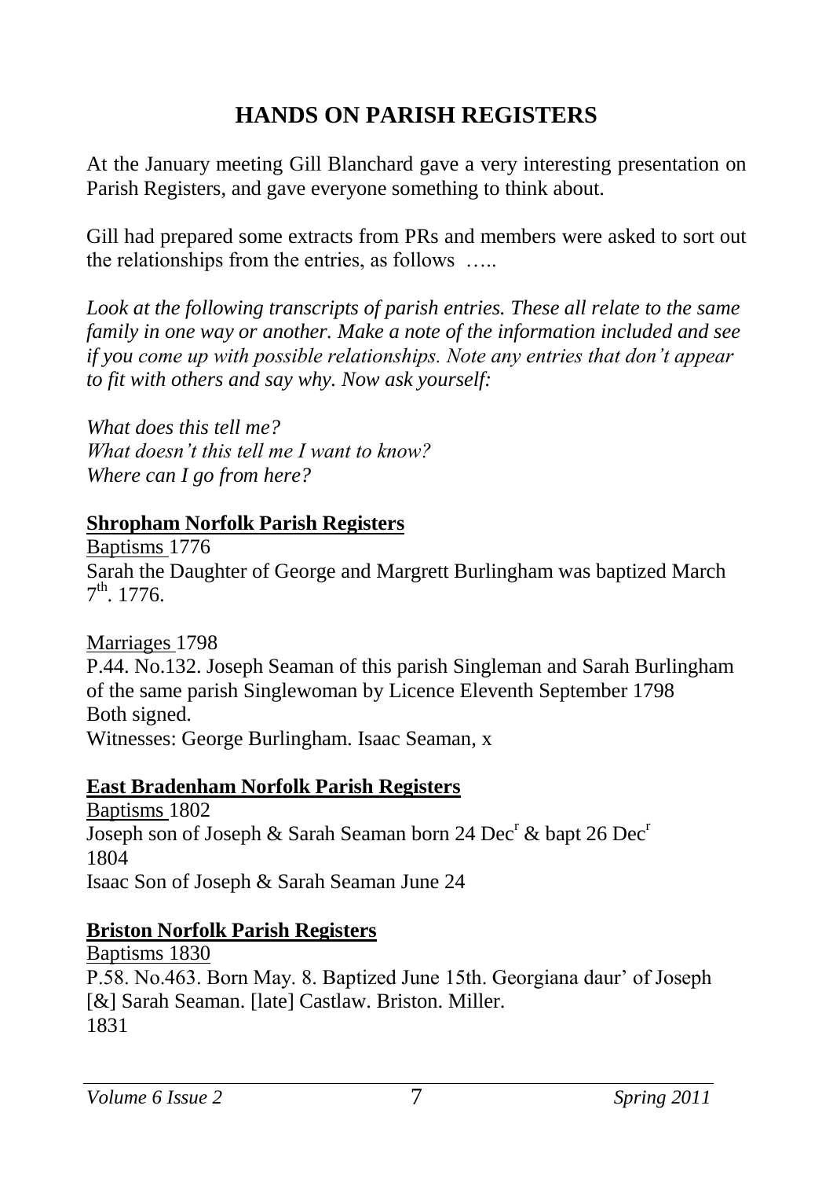# HANDS ON PARISH REGISTERS

At the January meeting Gill Blanchard gave a very interesting presentation on Parish Registers, and gave everyone something to think about.

Gill had prepared some extracts from PRs and members were asked to sort out the relationships from the entries, as follows …..

*Look at the following transcripts of parish entries. These all relate to the same family in one way or another. Make a note of the information included and see if you come up with possible relationships. Note any entries that don't appear to fit with others and say why. Now ask yourself:*

*What does this tell me?*
*What doesn't this tell me I want to know?*
*Where can I go from here?*

## Shropham Norfolk Parish Registers

Baptisms 1776
Sarah the Daughter of George and Margrett Burlingham was baptized March 7th. 1776.

Marriages 1798
P.44. No.132. Joseph Seaman of this parish Singleman and Sarah Burlingham of the same parish Singlewoman by Licence Eleventh September 1798
Both signed.
Witnesses: George Burlingham. Isaac Seaman, x

## East Bradenham Norfolk Parish Registers

Baptisms 1802
Joseph son of Joseph & Sarah Seaman born 24 Decr & bapt 26 Decr
1804
Isaac Son of Joseph & Sarah Seaman June 24

## Briston Norfolk Parish Registers

Baptisms 1830
P.58. No.463. Born May. 8. Baptized June 15th. Georgiana daur' of Joseph [&] Sarah Seaman. [late] Castlaw. Briston. Miller.
1831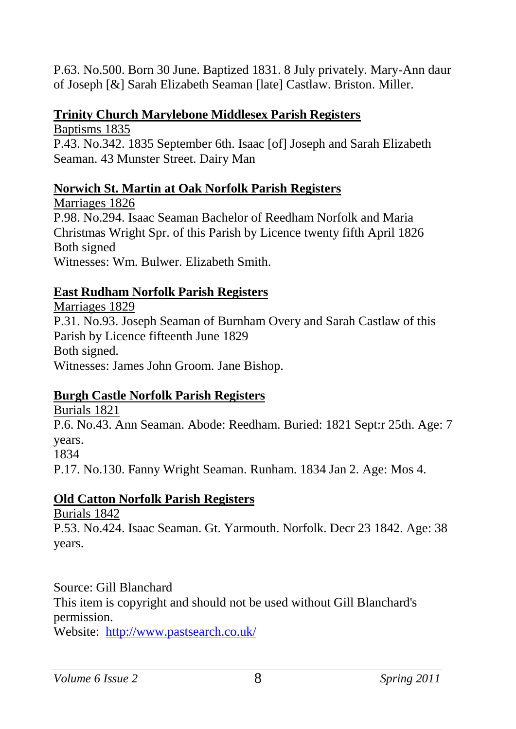P.63. No.500. Born 30 June. Baptized 1831. 8 July privately. Mary-Ann daur of Joseph [&] Sarah Elizabeth Seaman [late] Castlaw. Briston. Miller.

## Trinity Church Marylebone Middlesex Parish Registers

Baptisms 1835

P.43. No.342. 1835 September 6th. Isaac [of] Joseph and Sarah Elizabeth Seaman. 43 Munster Street. Dairy Man

## Norwich St. Martin at Oak Norfolk Parish Registers

Marriages 1826

P.98. No.294. Isaac Seaman Bachelor of Reedham Norfolk and Maria Christmas Wright Spr. of this Parish by Licence twenty fifth April 1826
Both signed
Witnesses: Wm. Bulwer. Elizabeth Smith.

## East Rudham Norfolk Parish Registers

Marriages 1829

P.31. No.93. Joseph Seaman of Burnham Overy and Sarah Castlaw of this Parish by Licence fifteenth June 1829
Both signed.
Witnesses: James John Groom. Jane Bishop.

## Burgh Castle Norfolk Parish Registers

Burials 1821

P.6. No.43. Ann Seaman. Abode: Reedham. Buried: 1821 Sept:r 25th. Age: 7 years.

1834

P.17. No.130. Fanny Wright Seaman. Runham. 1834 Jan 2. Age: Mos 4.

## Old Catton Norfolk Parish Registers

Burials 1842

P.53. No.424. Isaac Seaman. Gt. Yarmouth. Norfolk. Decr 23 1842. Age: 38 years.

Source: Gill Blanchard
This item is copyright and should not be used without Gill Blanchard's permission.
Website: http://www.pastsearch.co.uk/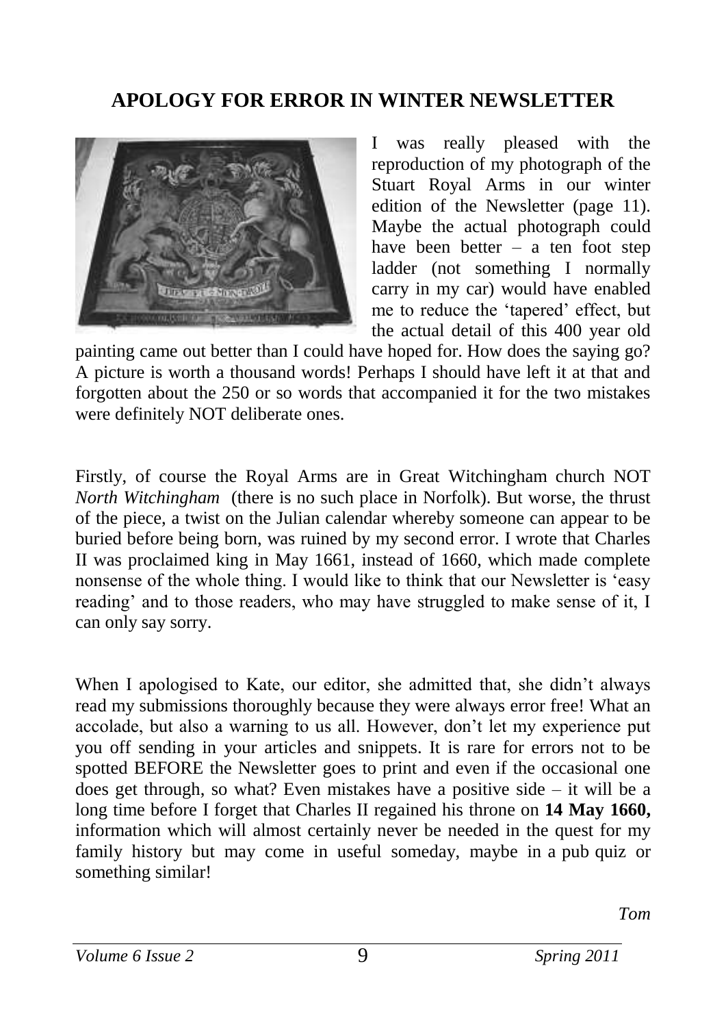## APOLOGY FOR ERROR IN WINTER NEWSLETTER

I was really pleased with the reproduction of my photograph of the Stuart Royal Arms in our winter edition of the Newsletter (page 11). Maybe the actual photograph could have been better – a ten foot step ladder (not something I normally carry in my car) would have enabled me to reduce the 'tapered' effect, but the actual detail of this 400 year old painting came out better than I could have hoped for. How does the saying go? A picture is worth a thousand words! Perhaps I should have left it at that and forgotten about the 250 or so words that accompanied it for the two mistakes were definitely NOT deliberate ones.

Firstly, of course the Royal Arms are in Great Witchingham church NOT *North Witchingham* (there is no such place in Norfolk). But worse, the thrust of the piece, a twist on the Julian calendar whereby someone can appear to be buried before being born, was ruined by my second error. I wrote that Charles II was proclaimed king in May 1661, instead of 1660, which made complete nonsense of the whole thing. I would like to think that our Newsletter is 'easy reading' and to those readers, who may have struggled to make sense of it, I can only say sorry.

When I apologised to Kate, our editor, she admitted that, she didn't always read my submissions thoroughly because they were always error free! What an accolade, but also a warning to us all. However, don't let my experience put you off sending in your articles and snippets. It is rare for errors not to be spotted BEFORE the Newsletter goes to print and even if the occasional one does get through, so what? Even mistakes have a positive side – it will be a long time before I forget that Charles II regained his throne on **14 May 1660,** information which will almost certainly never be needed in the quest for my family history but may come in useful someday, maybe in a pub quiz or something similar!

*Tom*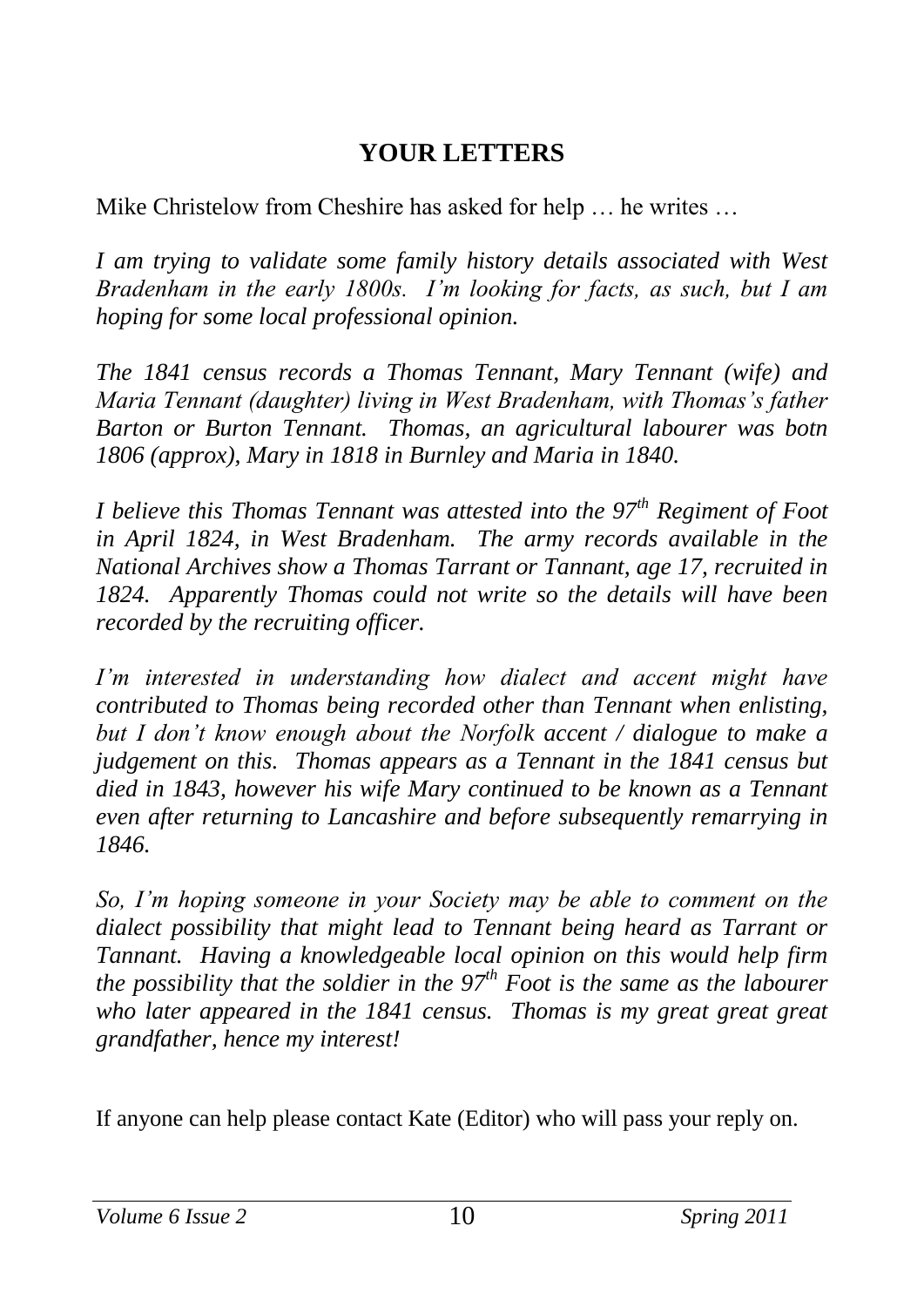# YOUR LETTERS

Mike Christelow from Cheshire has asked for help … he writes …

*I am trying to validate some family history details associated with West Bradenham in the early 1800s. I'm looking for facts, as such, but I am hoping for some local professional opinion.*

*The 1841 census records a Thomas Tennant, Mary Tennant (wife) and Maria Tennant (daughter) living in West Bradenham, with Thomas's father Barton or Burton Tennant. Thomas, an agricultural labourer was botn 1806 (approx), Mary in 1818 in Burnley and Maria in 1840.*

*I believe this Thomas Tennant was attested into the 97th Regiment of Foot in April 1824, in West Bradenham. The army records available in the National Archives show a Thomas Tarrant or Tannant, age 17, recruited in 1824. Apparently Thomas could not write so the details will have been recorded by the recruiting officer.*

*I'm interested in understanding how dialect and accent might have contributed to Thomas being recorded other than Tennant when enlisting, but I don't know enough about the Norfolk accent / dialogue to make a judgement on this. Thomas appears as a Tennant in the 1841 census but died in 1843, however his wife Mary continued to be known as a Tennant even after returning to Lancashire and before subsequently remarrying in 1846.*

*So, I'm hoping someone in your Society may be able to comment on the dialect possibility that might lead to Tennant being heard as Tarrant or Tannant. Having a knowledgeable local opinion on this would help firm the possibility that the soldier in the 97th Foot is the same as the labourer who later appeared in the 1841 census. Thomas is my great great great grandfather, hence my interest!*

If anyone can help please contact Kate (Editor) who will pass your reply on.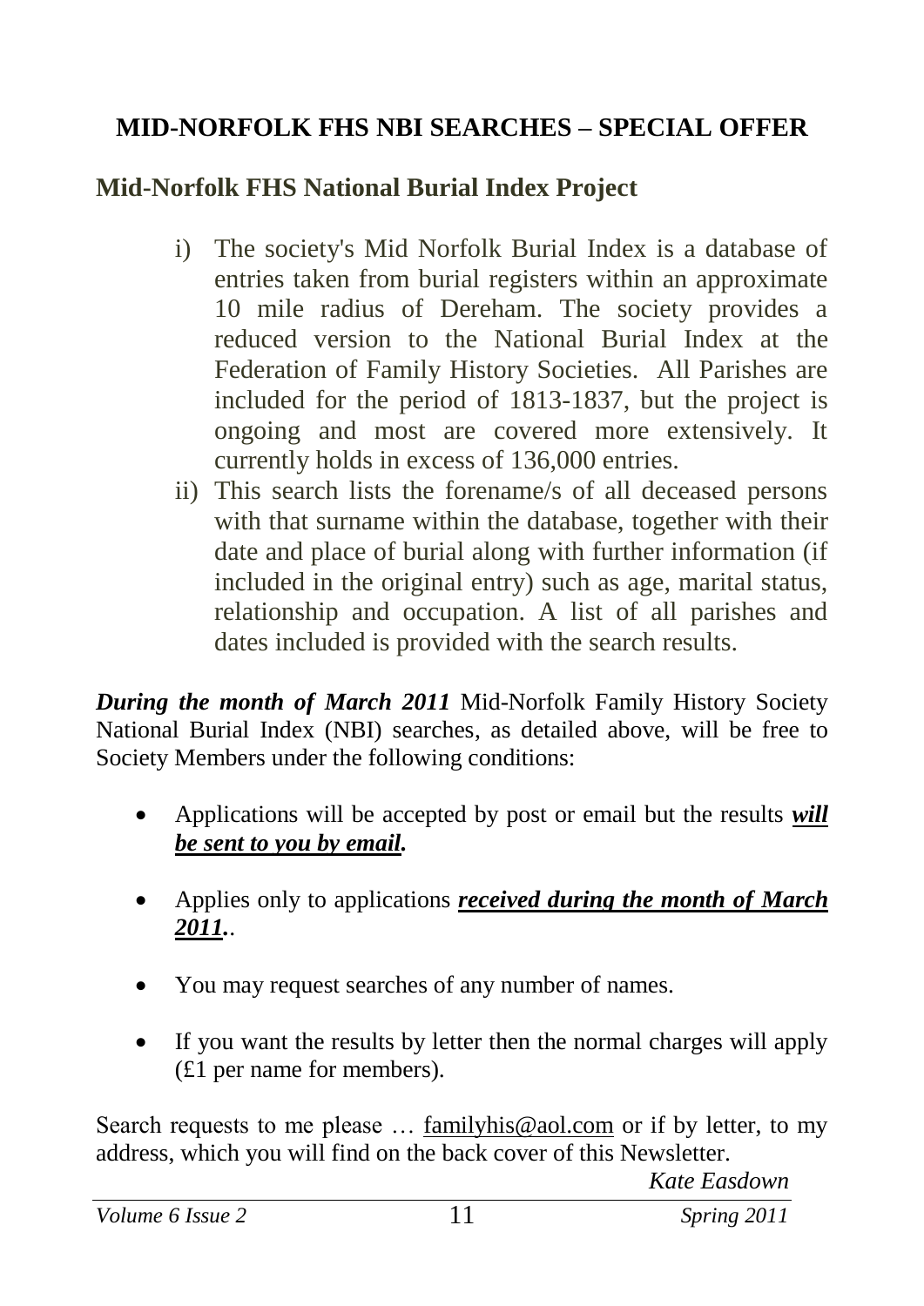## MID-NORFOLK FHS NBI SEARCHES – SPECIAL OFFER

### Mid-Norfolk FHS National Burial Index Project

i) The society's Mid Norfolk Burial Index is a database of entries taken from burial registers within an approximate 10 mile radius of Dereham. The society provides a reduced version to the National Burial Index at the Federation of Family History Societies. All Parishes are included for the period of 1813-1837, but the project is ongoing and most are covered more extensively. It currently holds in excess of 136,000 entries.

ii) This search lists the forename/s of all deceased persons with that surname within the database, together with their date and place of burial along with further information (if included in the original entry) such as age, marital status, relationship and occupation. A list of all parishes and dates included is provided with the search results.

***During the month of March 2011*** Mid-Norfolk Family History Society National Burial Index (NBI) searches, as detailed above, will be free to Society Members under the following conditions:

- Applications will be accepted by post or email but the results ***will be sent to you by email.***
- Applies only to applications ***received during the month of March 2011.***.
- You may request searches of any number of names.
- If you want the results by letter then the normal charges will apply (£1 per name for members).

Search requests to me please … familyhis@aol.com or if by letter, to my address, which you will find on the back cover of this Newsletter.

*Kate Easdown*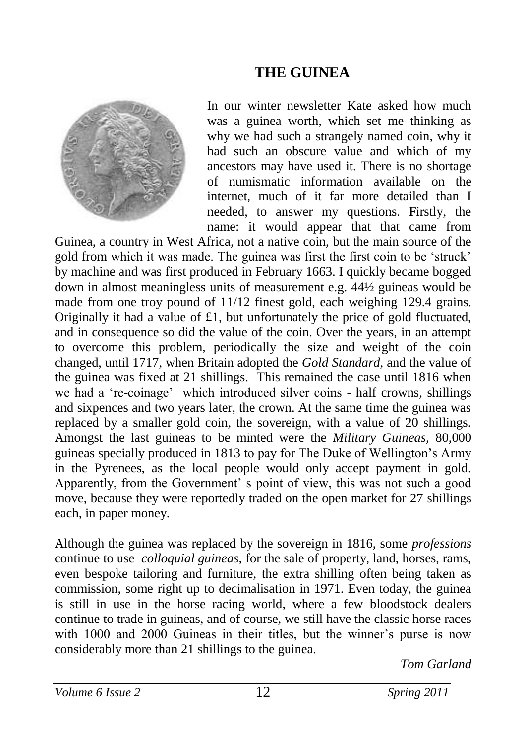# THE GUINEA

In our winter newsletter Kate asked how much was a guinea worth, which set me thinking as why we had such a strangely named coin, why it had such an obscure value and which of my ancestors may have used it. There is no shortage of numismatic information available on the internet, much of it far more detailed than I needed, to answer my questions. Firstly, the name: it would appear that that came from Guinea, a country in West Africa, not a native coin, but the main source of the gold from which it was made. The guinea was first the first coin to be 'struck' by machine and was first produced in February 1663. I quickly became bogged down in almost meaningless units of measurement e.g. 44½ guineas would be made from one troy pound of 11/12 finest gold, each weighing 129.4 grains. Originally it had a value of £1, but unfortunately the price of gold fluctuated, and in consequence so did the value of the coin. Over the years, in an attempt to overcome this problem, periodically the size and weight of the coin changed, until 1717, when Britain adopted the *Gold Standard,* and the value of the guinea was fixed at 21 shillings. This remained the case until 1816 when we had a 're-coinage' which introduced silver coins - half crowns, shillings and sixpences and two years later, the crown. At the same time the guinea was replaced by a smaller gold coin, the sovereign, with a value of 20 shillings. Amongst the last guineas to be minted were the *Military Guineas*, 80,000 guineas specially produced in 1813 to pay for The Duke of Wellington's Army in the Pyrenees, as the local people would only accept payment in gold. Apparently, from the Government' s point of view, this was not such a good move, because they were reportedly traded on the open market for 27 shillings each, in paper money.

Although the guinea was replaced by the sovereign in 1816, some *professions* continue to use *colloquial guineas,* for the sale of property, land, horses, rams, even bespoke tailoring and furniture, the extra shilling often being taken as commission, some right up to decimalisation in 1971. Even today, the guinea is still in use in the horse racing world, where a few bloodstock dealers continue to trade in guineas, and of course, we still have the classic horse races with 1000 and 2000 Guineas in their titles, but the winner's purse is now considerably more than 21 shillings to the guinea.

*Tom Garland*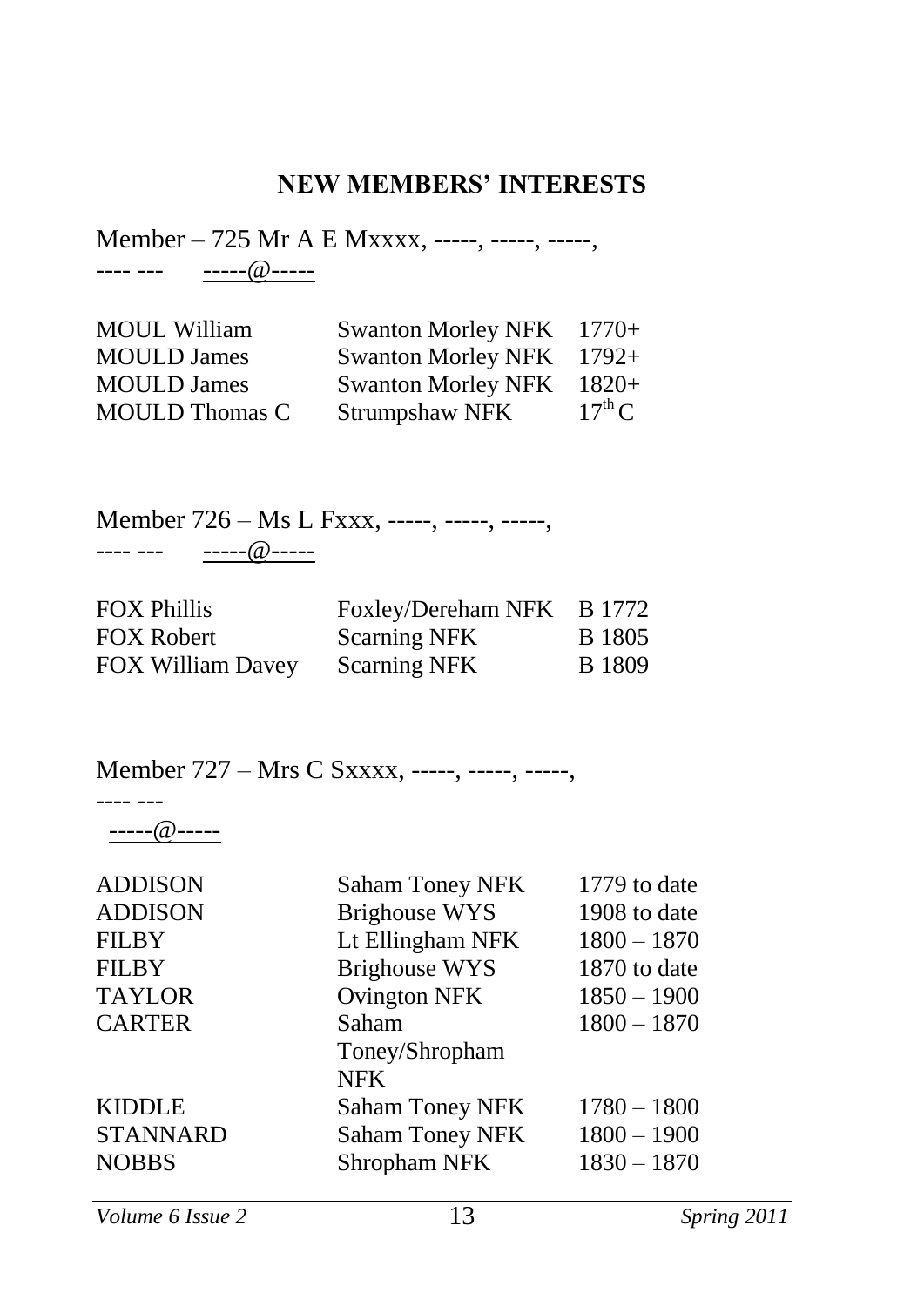## NEW MEMBERS' INTERESTS

Member – 725 Mr A E Mxxxx, -----, -----, -----,
---- --- -----@-----

| | | |
|---|---|---|
| MOUL William | Swanton Morley NFK | 1770+ |
| MOULD James | Swanton Morley NFK | 1792+ |
| MOULD James | Swanton Morley NFK | 1820+ |
| MOULD Thomas C | Strumpshaw NFK | 17th C |

Member 726 – Ms L Fxxx, -----, -----, -----,
---- --- -----@-----

| | | |
|---|---|---|
| FOX Phillis | Foxley/Dereham NFK | B 1772 |
| FOX Robert | Scarning NFK | B 1805 |
| FOX William Davey | Scarning NFK | B 1809 |

Member 727 – Mrs C Sxxxx, -----, -----, -----,
---- ---
-----@-----

| | | |
|---|---|---|
| ADDISON | Saham Toney NFK | 1779 to date |
| ADDISON | Brighouse WYS | 1908 to date |
| FILBY | Lt Ellingham NFK | 1800 – 1870 |
| FILBY | Brighouse WYS | 1870 to date |
| TAYLOR | Ovington NFK | 1850 – 1900 |
| CARTER | Saham Toney/Shropham NFK | 1800 – 1870 |
| KIDDLE | Saham Toney NFK | 1780 – 1800 |
| STANNARD | Saham Toney NFK | 1800 – 1900 |
| NOBBS | Shropham NFK | 1830 – 1870 |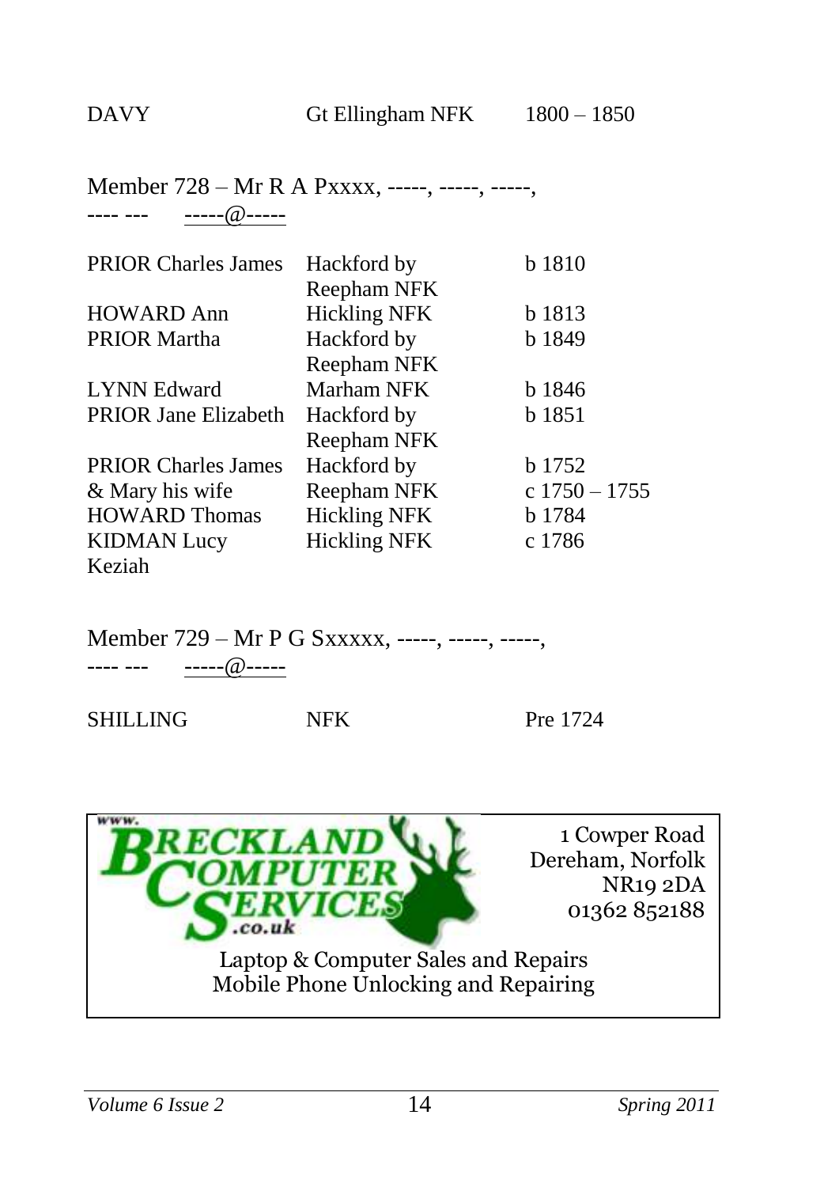| | | |
|---|---|---|
| DAVY | Gt Ellingham NFK | 1800 – 1850 |

Member 728 – Mr R A Pxxxx, -----, -----, -----,
---- --- -----@-----

| | | |
|---|---|---|
| PRIOR Charles James | Hackford by Reepham NFK | b 1810 |
| HOWARD Ann | Hickling NFK | b 1813 |
| PRIOR Martha | Hackford by Reepham NFK | b 1849 |
| LYNN Edward | Marham NFK | b 1846 |
| PRIOR Jane Elizabeth | Hackford by Reepham NFK | b 1851 |
| PRIOR Charles James & Mary his wife | Hackford by Reepham NFK | b 1752 c 1750 – 1755 |
| HOWARD Thomas | Hickling NFK | b 1784 |
| KIDMAN Lucy Keziah | Hickling NFK | c 1786 |

Member 729 – Mr P G Sxxxxx, -----, -----, -----,
---- --- -----@-----

| | | |
|---|---|---|
| SHILLING | NFK | Pre 1724 |

www.BRECKLAND COMPUTER SERVICES.co.uk

1 Cowper Road
Dereham, Norfolk
NR19 2DA
01362 852188

Laptop & Computer Sales and Repairs
Mobile Phone Unlocking and Repairing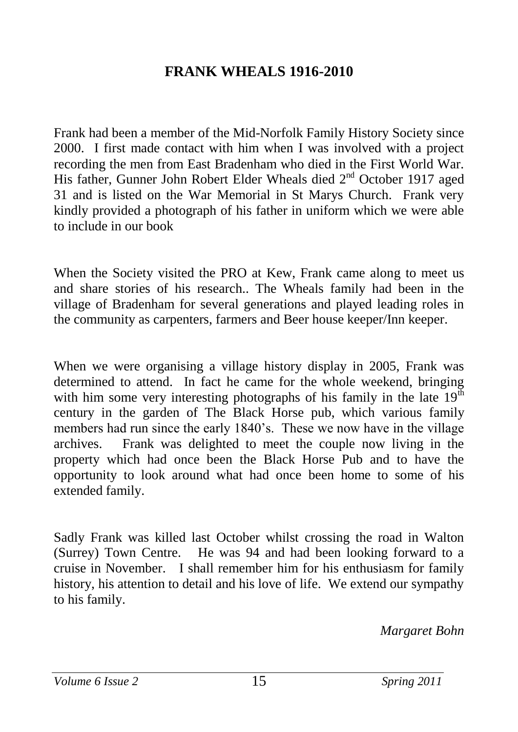## FRANK WHEALS 1916-2010

Frank had been a member of the Mid-Norfolk Family History Society since 2000. I first made contact with him when I was involved with a project recording the men from East Bradenham who died in the First World War. His father, Gunner John Robert Elder Wheals died 2nd October 1917 aged 31 and is listed on the War Memorial in St Marys Church. Frank very kindly provided a photograph of his father in uniform which we were able to include in our book

When the Society visited the PRO at Kew, Frank came along to meet us and share stories of his research.. The Wheals family had been in the village of Bradenham for several generations and played leading roles in the community as carpenters, farmers and Beer house keeper/Inn keeper.

When we were organising a village history display in 2005, Frank was determined to attend. In fact he came for the whole weekend, bringing with him some very interesting photographs of his family in the late 19th century in the garden of The Black Horse pub, which various family members had run since the early 1840's. These we now have in the village archives. Frank was delighted to meet the couple now living in the property which had once been the Black Horse Pub and to have the opportunity to look around what had once been home to some of his extended family.

Sadly Frank was killed last October whilst crossing the road in Walton (Surrey) Town Centre. He was 94 and had been looking forward to a cruise in November. I shall remember him for his enthusiasm for family history, his attention to detail and his love of life. We extend our sympathy to his family.

*Margaret Bohn*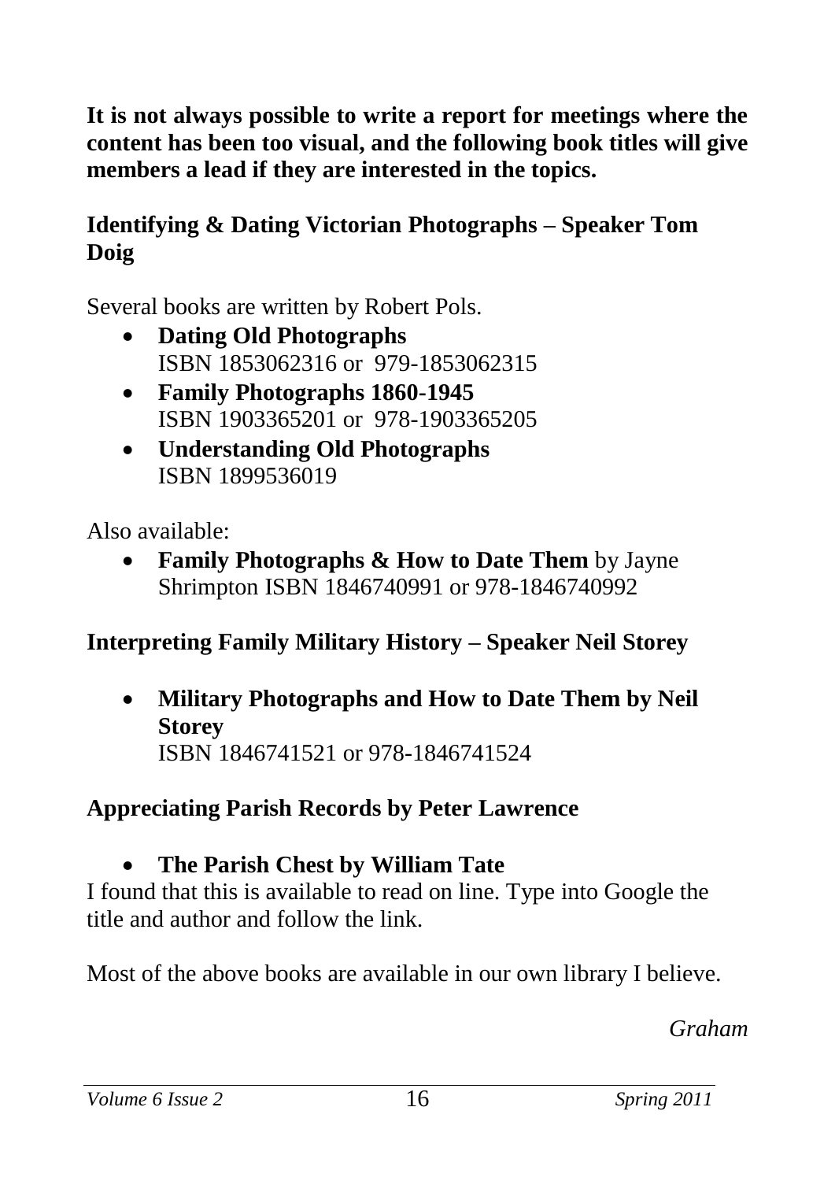**It is not always possible to write a report for meetings where the content has been too visual, and the following book titles will give members a lead if they are interested in the topics.**

### Identifying & Dating Victorian Photographs – Speaker Tom Doig

Several books are written by Robert Pols.

- **Dating Old Photographs**
  ISBN 1853062316 or 979-1853062315
- **Family Photographs 1860-1945**
  ISBN 1903365201 or 978-1903365205
- **Understanding Old Photographs**
  ISBN 1899536019

Also available:

- **Family Photographs & How to Date Them** by Jayne Shrimpton ISBN 1846740991 or 978-1846740992

### Interpreting Family Military History – Speaker Neil Storey

- **Military Photographs and How to Date Them by Neil Storey**
  ISBN 1846741521 or 978-1846741524

### Appreciating Parish Records by Peter Lawrence

- **The Parish Chest by William Tate**

I found that this is available to read on line. Type into Google the title and author and follow the link.

Most of the above books are available in our own library I believe.

*Graham*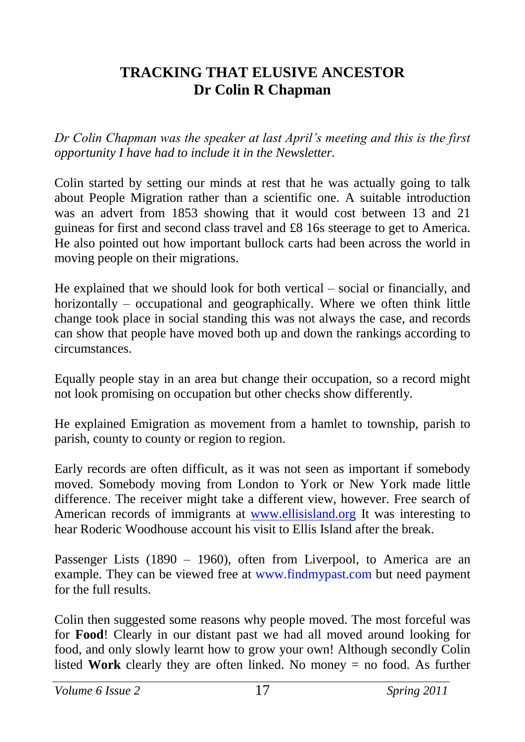## TRACKING THAT ELUSIVE ANCESTOR
## Dr Colin R Chapman

*Dr Colin Chapman was the speaker at last April's meeting and this is the first opportunity I have had to include it in the Newsletter.*

Colin started by setting our minds at rest that he was actually going to talk about People Migration rather than a scientific one. A suitable introduction was an advert from 1853 showing that it would cost between 13 and 21 guineas for first and second class travel and £8 16s steerage to get to America. He also pointed out how important bullock carts had been across the world in moving people on their migrations.

He explained that we should look for both vertical – social or financially, and horizontally – occupational and geographically. Where we often think little change took place in social standing this was not always the case, and records can show that people have moved both up and down the rankings according to circumstances.

Equally people stay in an area but change their occupation, so a record might not look promising on occupation but other checks show differently.

He explained Emigration as movement from a hamlet to township, parish to parish, county to county or region to region.

Early records are often difficult, as it was not seen as important if somebody moved. Somebody moving from London to York or New York made little difference. The receiver might take a different view, however. Free search of American records of immigrants at www.ellisisland.org It was interesting to hear Roderic Woodhouse account his visit to Ellis Island after the break.

Passenger Lists (1890 – 1960), often from Liverpool, to America are an example. They can be viewed free at www.findmypast.com but need payment for the full results.

Colin then suggested some reasons why people moved. The most forceful was for **Food**! Clearly in our distant past we had all moved around looking for food, and only slowly learnt how to grow your own! Although secondly Colin listed **Work** clearly they are often linked. No money = no food. As further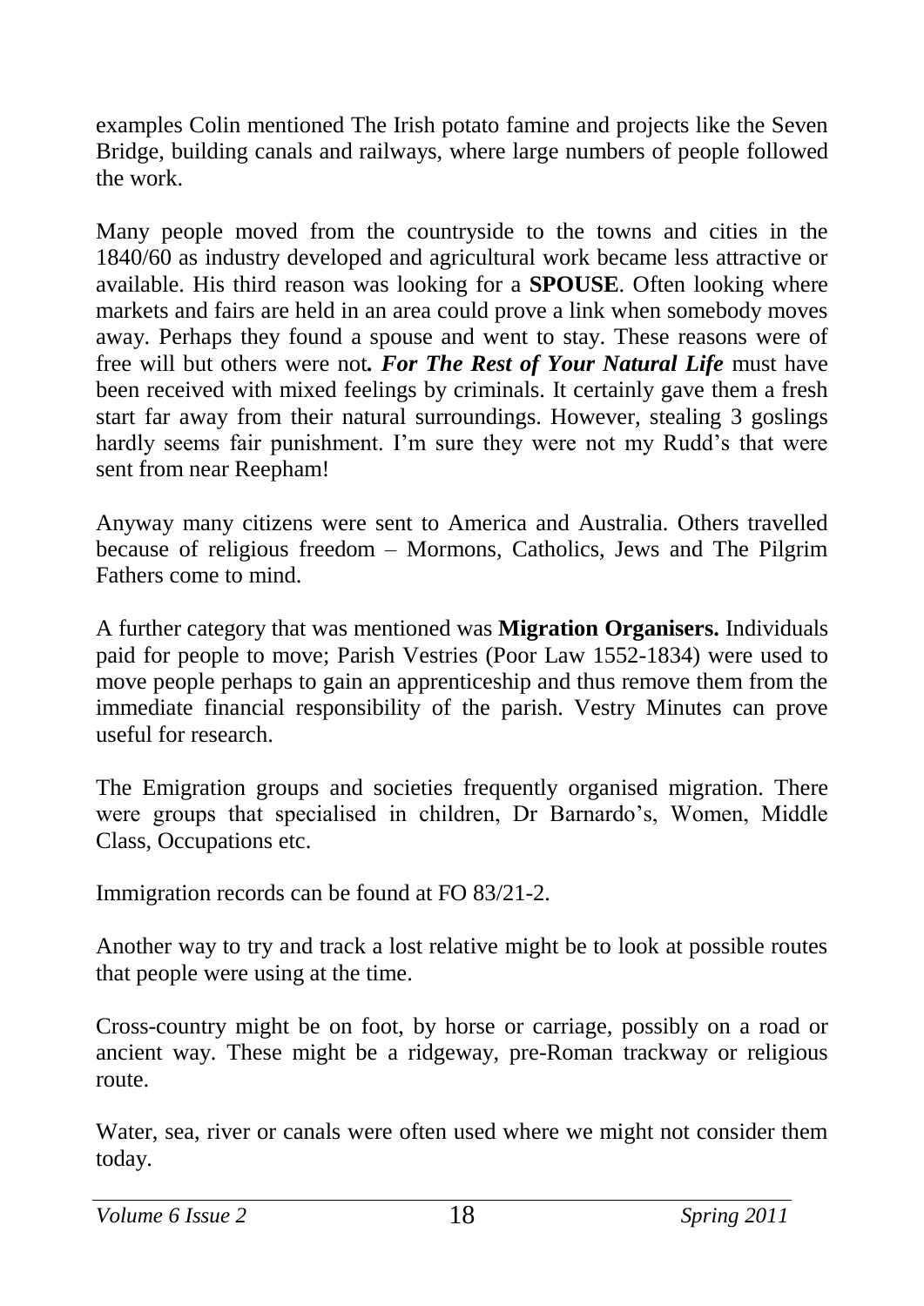examples Colin mentioned The Irish potato famine and projects like the Seven Bridge, building canals and railways, where large numbers of people followed the work.

Many people moved from the countryside to the towns and cities in the 1840/60 as industry developed and agricultural work became less attractive or available. His third reason was looking for a **SPOUSE**. Often looking where markets and fairs are held in an area could prove a link when somebody moves away. Perhaps they found a spouse and went to stay. These reasons were of free will but others were not***. For The Rest of Your Natural Life*** must have been received with mixed feelings by criminals. It certainly gave them a fresh start far away from their natural surroundings. However, stealing 3 goslings hardly seems fair punishment. I'm sure they were not my Rudd's that were sent from near Reepham!

Anyway many citizens were sent to America and Australia. Others travelled because of religious freedom – Mormons, Catholics, Jews and The Pilgrim Fathers come to mind.

A further category that was mentioned was **Migration Organisers.** Individuals paid for people to move; Parish Vestries (Poor Law 1552-1834) were used to move people perhaps to gain an apprenticeship and thus remove them from the immediate financial responsibility of the parish. Vestry Minutes can prove useful for research.

The Emigration groups and societies frequently organised migration. There were groups that specialised in children, Dr Barnardo's, Women, Middle Class, Occupations etc.

Immigration records can be found at FO 83/21-2.

Another way to try and track a lost relative might be to look at possible routes that people were using at the time.

Cross-country might be on foot, by horse or carriage, possibly on a road or ancient way. These might be a ridgeway, pre-Roman trackway or religious route.

Water, sea, river or canals were often used where we might not consider them today.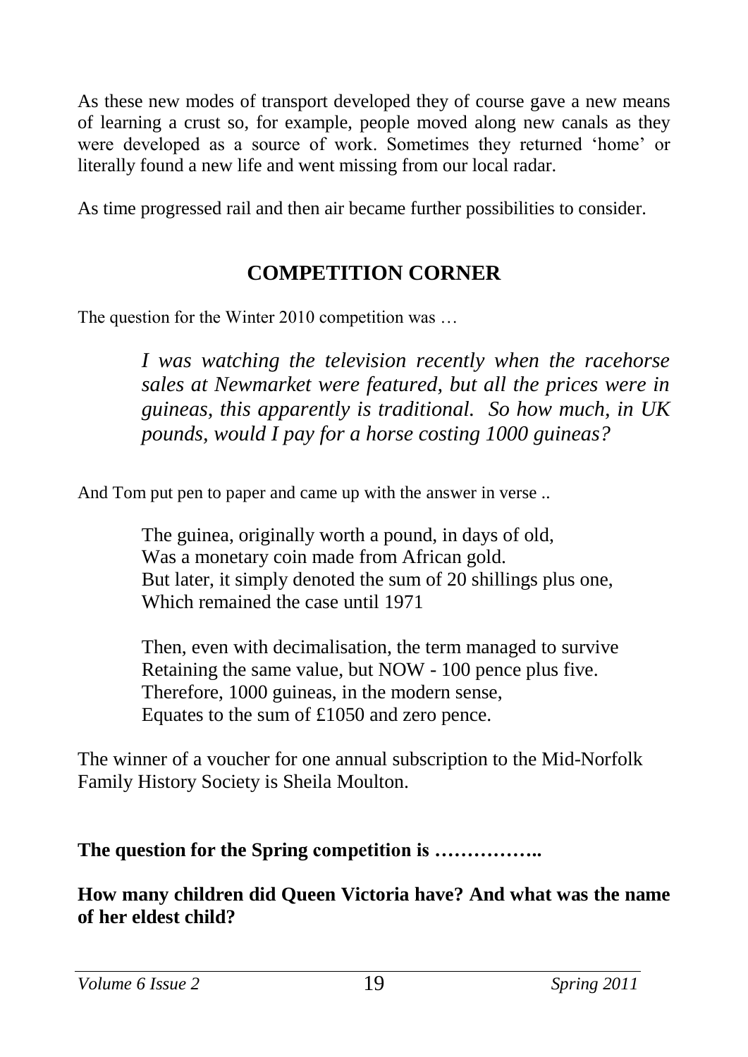As these new modes of transport developed they of course gave a new means of learning a crust so, for example, people moved along new canals as they were developed as a source of work. Sometimes they returned 'home' or literally found a new life and went missing from our local radar.

As time progressed rail and then air became further possibilities to consider.

## COMPETITION CORNER

The question for the Winter 2010 competition was …

> *I was watching the television recently when the racehorse sales at Newmarket were featured, but all the prices were in guineas, this apparently is traditional. So how much, in UK pounds, would I pay for a horse costing 1000 guineas?*

And Tom put pen to paper and came up with the answer in verse ..

> The guinea, originally worth a pound, in days of old,
> Was a monetary coin made from African gold.
> But later, it simply denoted the sum of 20 shillings plus one,
> Which remained the case until 1971
>
> Then, even with decimalisation, the term managed to survive
> Retaining the same value, but NOW - 100 pence plus five.
> Therefore, 1000 guineas, in the modern sense,
> Equates to the sum of £1050 and zero pence.

The winner of a voucher for one annual subscription to the Mid-Norfolk Family History Society is Sheila Moulton.

**The question for the Spring competition is ……………..**

**How many children did Queen Victoria have? And what was the name of her eldest child?**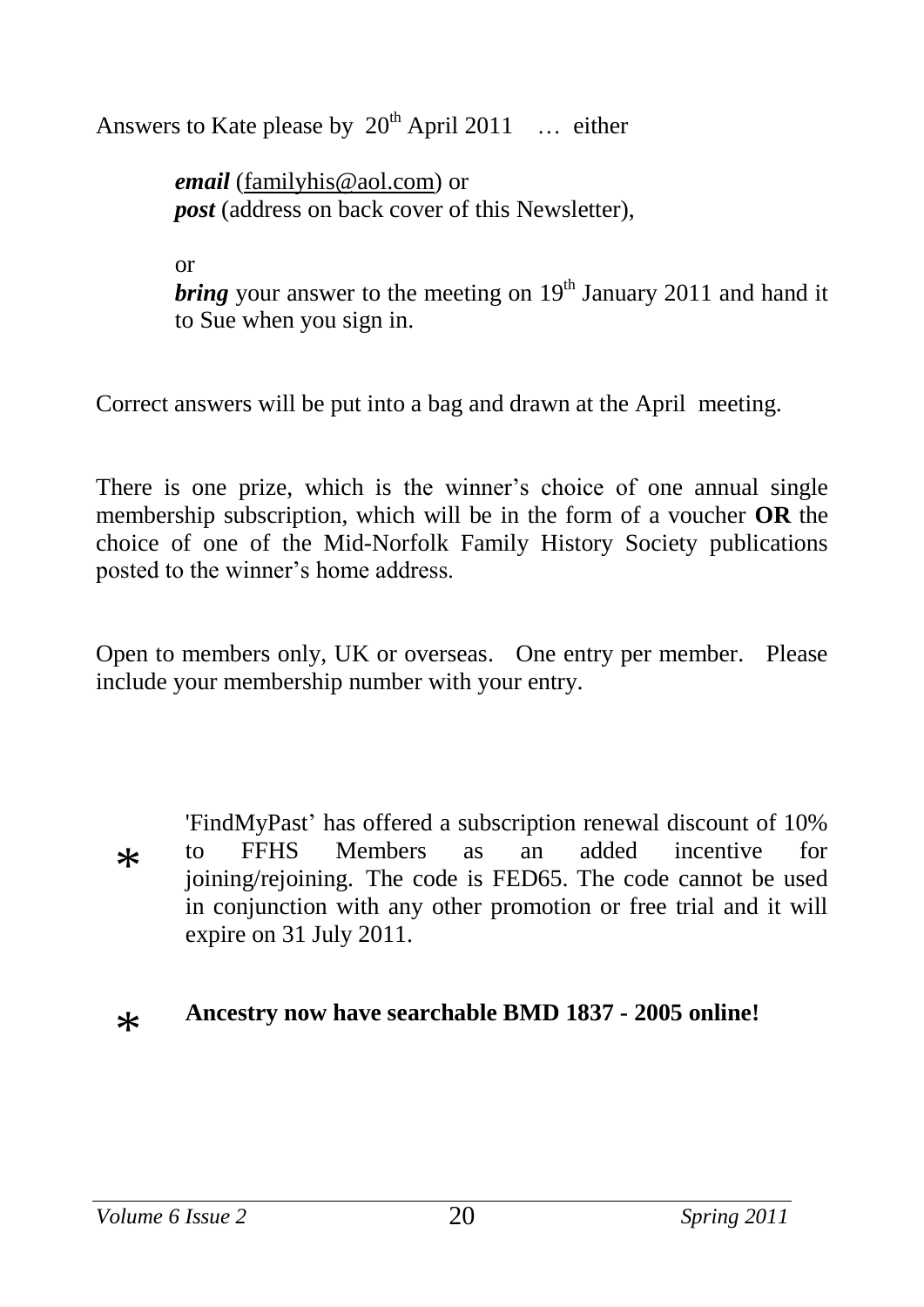Answers to Kate please by 20th April 2011 … either

> ***email*** (familyhis@aol.com) or
> ***post*** (address on back cover of this Newsletter),
>
> or
> ***bring*** your answer to the meeting on 19th January 2011 and hand it to Sue when you sign in.

Correct answers will be put into a bag and drawn at the April meeting.

There is one prize, which is the winner's choice of one annual single membership subscription, which will be in the form of a voucher **OR** the choice of one of the Mid-Norfolk Family History Society publications posted to the winner's home address.

Open to members only, UK or overseas. One entry per member. Please include your membership number with your entry.

- 'FindMyPast' has offered a subscription renewal discount of 10% to FFHS Members as an added incentive for joining/rejoining. The code is FED65. The code cannot be used in conjunction with any other promotion or free trial and it will expire on 31 July 2011.

- **Ancestry now have searchable BMD 1837 - 2005 online!**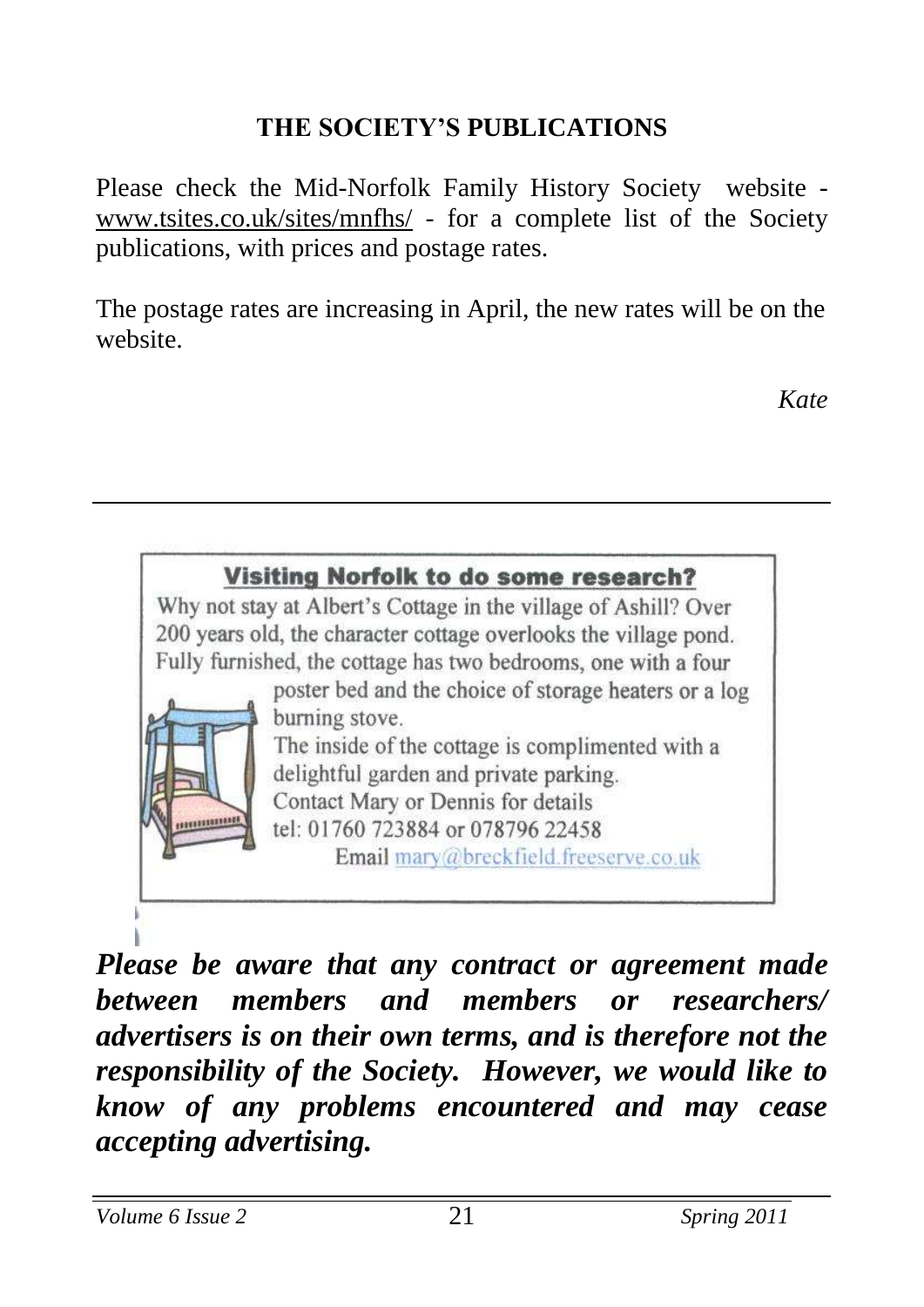## THE SOCIETY'S PUBLICATIONS

Please check the Mid-Norfolk Family History Society website - www.tsites.co.uk/sites/mnfhs/ - for a complete list of the Society publications, with prices and postage rates.

The postage rates are increasing in April, the new rates will be on the website.

*Kate*

---

**Visiting Norfolk to do some research?**

Why not stay at Albert's Cottage in the village of Ashill? Over 200 years old, the character cottage overlooks the village pond. Fully furnished, the cottage has two bedrooms, one with a four poster bed and the choice of storage heaters or a log burning stove.

The inside of the cottage is complimented with a delightful garden and private parking.

Contact Mary or Dennis for details
tel: 01760 723884 or 078796 22458
Email mary@breckfield.freeserve.co.uk

***Please be aware that any contract or agreement made between members and members or researchers/ advertisers is on their own terms, and is therefore not the responsibility of the Society. However, we would like to know of any problems encountered and may cease accepting advertising.***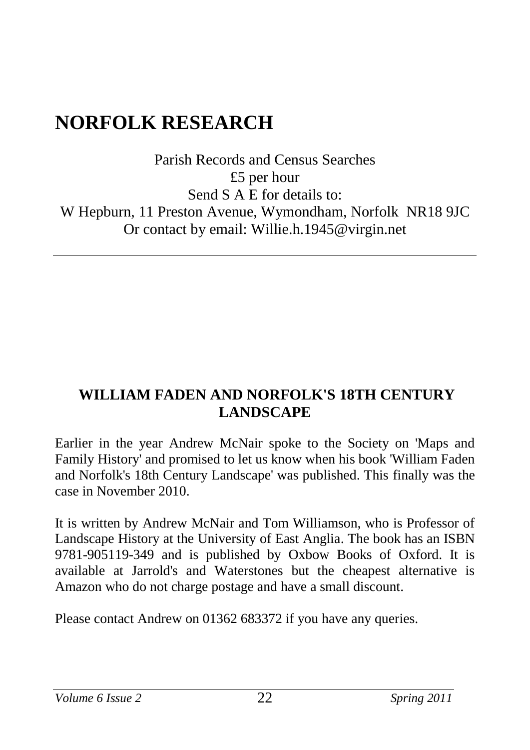# NORFOLK RESEARCH

Parish Records and Census Searches
£5 per hour
Send S A E for details to:
W Hepburn, 11 Preston Avenue, Wymondham, Norfolk NR18 9JC
Or contact by email: Willie.h.1945@virgin.net

---

## WILLIAM FADEN AND NORFOLK'S 18TH CENTURY LANDSCAPE

Earlier in the year Andrew McNair spoke to the Society on 'Maps and Family History' and promised to let us know when his book 'William Faden and Norfolk's 18th Century Landscape' was published. This finally was the case in November 2010.

It is written by Andrew McNair and Tom Williamson, who is Professor of Landscape History at the University of East Anglia. The book has an ISBN 9781-905119-349 and is published by Oxbow Books of Oxford. It is available at Jarrold's and Waterstones but the cheapest alternative is Amazon who do not charge postage and have a small discount.

Please contact Andrew on 01362 683372 if you have any queries.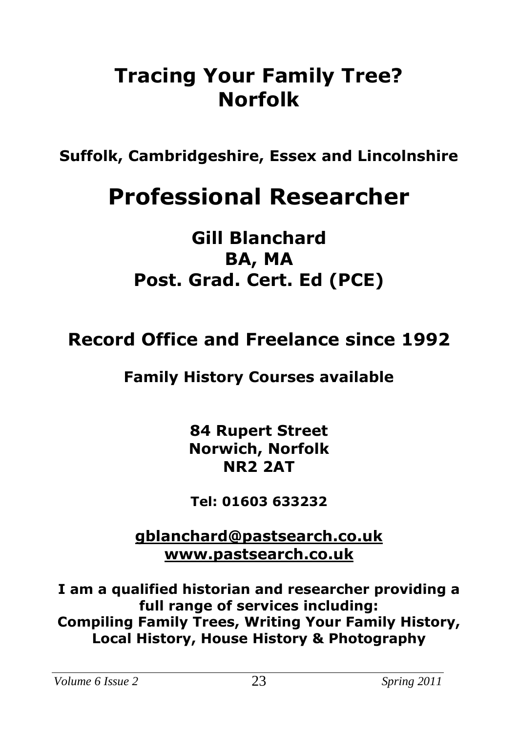# Tracing Your Family Tree? Norfolk

**Suffolk, Cambridgeshire, Essex and Lincolnshire**

# Professional Researcher

## Gill Blanchard
## BA, MA
## Post. Grad. Cert. Ed (PCE)

## Record Office and Freelance since 1992

**Family History Courses available**

**84 Rupert Street**
**Norwich, Norfolk**
**NR2 2AT**

**Tel: 01603 633232**

**gblanchard@pastsearch.co.uk**
**www.pastsearch.co.uk**

**I am a qualified historian and researcher providing a full range of services including:**
**Compiling Family Trees, Writing Your Family History, Local History, House History & Photography**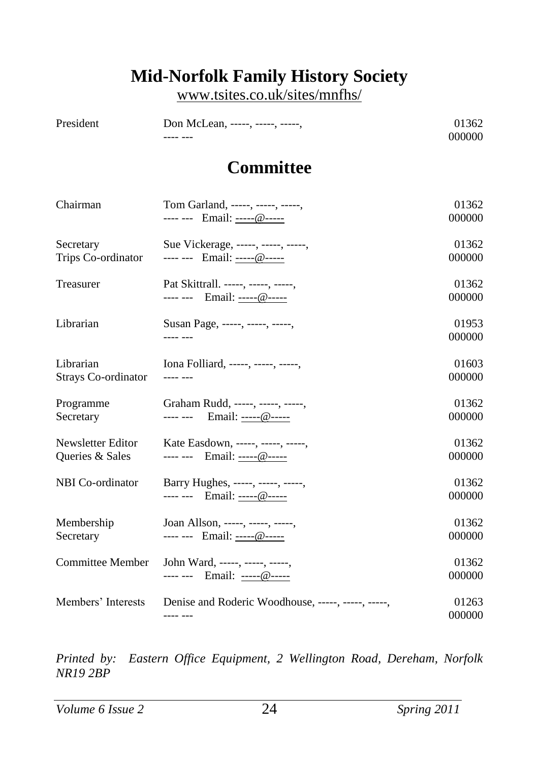# Mid-Norfolk Family History Society

www.tsites.co.uk/sites/mnfhs/

| | | |
|---|---|---|
| President | Don McLean, -----, -----, -----, ---- --- | 01362 000000 |

## Committee

| | | |
|---|---|---|
| Chairman | Tom Garland, -----, -----, -----, ---- --- Email: -----@----- | 01362 000000 |
| Secretary Trips Co-ordinator | Sue Vickerage, -----, -----, -----, ---- --- Email: -----@----- | 01362 000000 |
| Treasurer | Pat Skittrall. -----, -----, -----, ---- --- Email: -----@----- | 01362 000000 |
| Librarian | Susan Page, -----, -----, -----, ---- --- | 01953 000000 |
| Librarian Strays Co-ordinator | Iona Folliard, -----, -----, -----, ---- --- | 01603 000000 |
| Programme Secretary | Graham Rudd, -----, -----, -----, ---- --- Email: -----@----- | 01362 000000 |
| Newsletter Editor Queries & Sales | Kate Easdown, -----, -----, -----, ---- --- Email: -----@----- | 01362 000000 |
| NBI Co-ordinator | Barry Hughes, -----, -----, -----, ---- --- Email: -----@----- | 01362 000000 |
| Membership Secretary | Joan Allson, -----, -----, -----, ---- --- Email: -----@----- | 01362 000000 |
| Committee Member | John Ward, -----, -----, -----, ---- --- Email: -----@----- | 01362 000000 |
| Members' Interests | Denise and Roderic Woodhouse, -----, -----, -----, ---- --- | 01263 000000 |

*Printed by: Eastern Office Equipment, 2 Wellington Road, Dereham, Norfolk NR19 2BP*